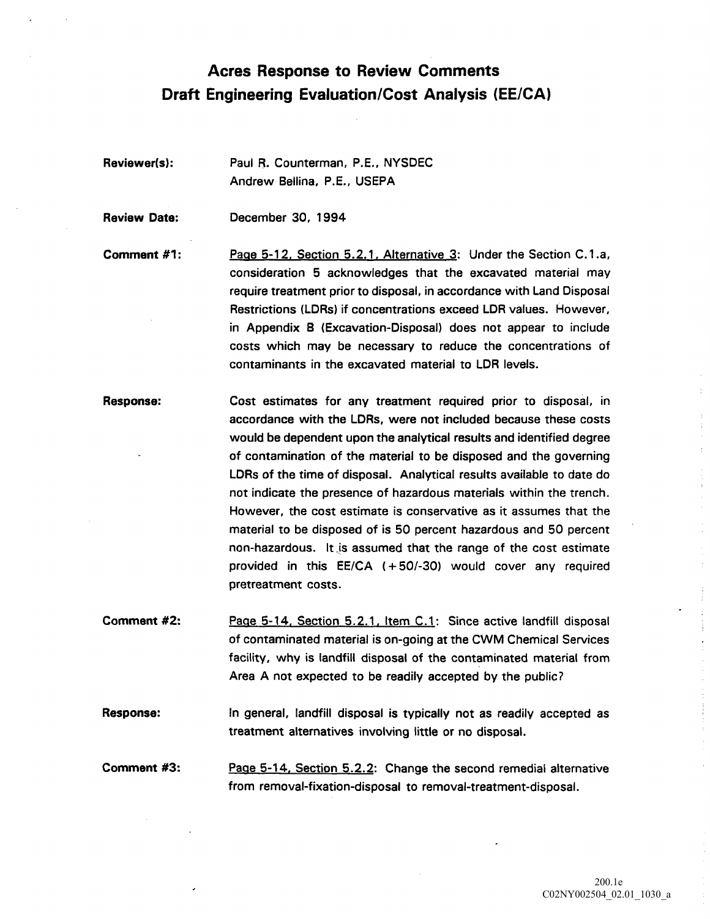# Acres Response to Review Comments
# Draft Engineering Evaluation/Cost Analysis (EE/CA)

**Reviewer(s):** Paul R. Counterman, P.E., NYSDEC
Andrew Bellina, P.E., USEPA

**Review Date:** December 30, 1994

**Comment #1:** Page 5-12, Section 5.2.1, Alternative 3: Under the Section C.1.a, consideration 5 acknowledges that the excavated material may require treatment prior to disposal, in accordance with Land Disposal Restrictions (LDRs) if concentrations exceed LDR values. However, in Appendix B (Excavation-Disposal) does not appear to include costs which may be necessary to reduce the concentrations of contaminants in the excavated material to LDR levels.

**Response:** Cost estimates for any treatment required prior to disposal, in accordance with the LDRs, were not included because these costs would be dependent upon the analytical results and identified degree of contamination of the material to be disposed and the governing LDRs of the time of disposal. Analytical results available to date do not indicate the presence of hazardous materials within the trench. However, the cost estimate is conservative as it assumes that the material to be disposed of is 50 percent hazardous and 50 percent non-hazardous. It is assumed that the range of the cost estimate provided in this EE/CA (+50/-30) would cover any required pretreatment costs.

**Comment #2:** Page 5-14, Section 5.2.1, Item C.1: Since active landfill disposal of contaminated material is on-going at the CWM Chemical Services facility, why is landfill disposal of the contaminated material from Area A not expected to be readily accepted by the public?

**Response:** In general, landfill disposal is typically not as readily accepted as treatment alternatives involving little or no disposal.

**Comment #3:** Page 5-14, Section 5.2.2: Change the second remedial alternative from removal-fixation-disposal to removal-treatment-disposal.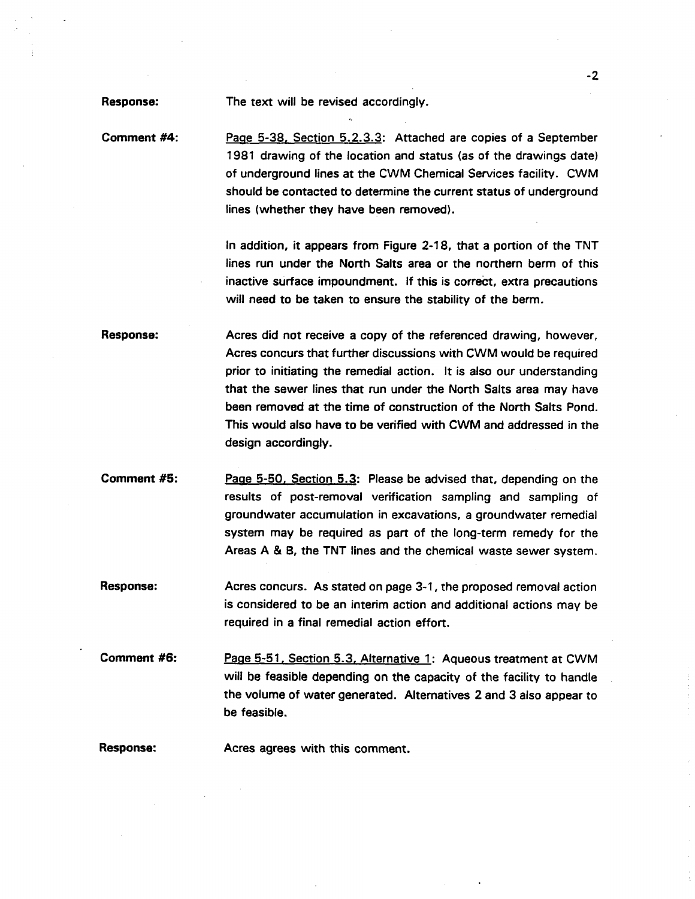**Response:** The text will be revised accordingly.

**Comment #4:** Page 5-38, Section 5.2.3.3: Attached are copies of a September 1981 drawing of the location and status (as of the drawings date) of underground lines at the CWM Chemical Services facility. CWM should be contacted to determine the current status of underground lines (whether they have been removed).

In addition, it appears from Figure 2-18, that a portion of the TNT lines run under the North Salts area or the northern berm of this inactive surface impoundment. If this is correct, extra precautions will need to be taken to ensure the stability of the berm.

**Response:** Acres did not receive a copy of the referenced drawing, however, Acres concurs that further discussions with CWM would be required prior to initiating the remedial action. It is also our understanding that the sewer lines that run under the North Salts area may have been removed at the time of construction of the North Salts Pond. This would also have to be verified with CWM and addressed in the design accordingly.

**Comment #5:** Page 5-50, Section 5.3: Please be advised that, depending on the results of post-removal verification sampling and sampling of groundwater accumulation in excavations, a groundwater remedial system may be required as part of the long-term remedy for the Areas A & B, the TNT lines and the chemical waste sewer system.

**Response:** Acres concurs. As stated on page 3-1, the proposed removal action is considered to be an interim action and additional actions may be required in a final remedial action effort.

**Comment #6:** Page 5-51, Section 5.3, Alternative 1: Aqueous treatment at CWM will be feasible depending on the capacity of the facility to handle the volume of water generated. Alternatives 2 and 3 also appear to be feasible.

**Response:** Acres agrees with this comment.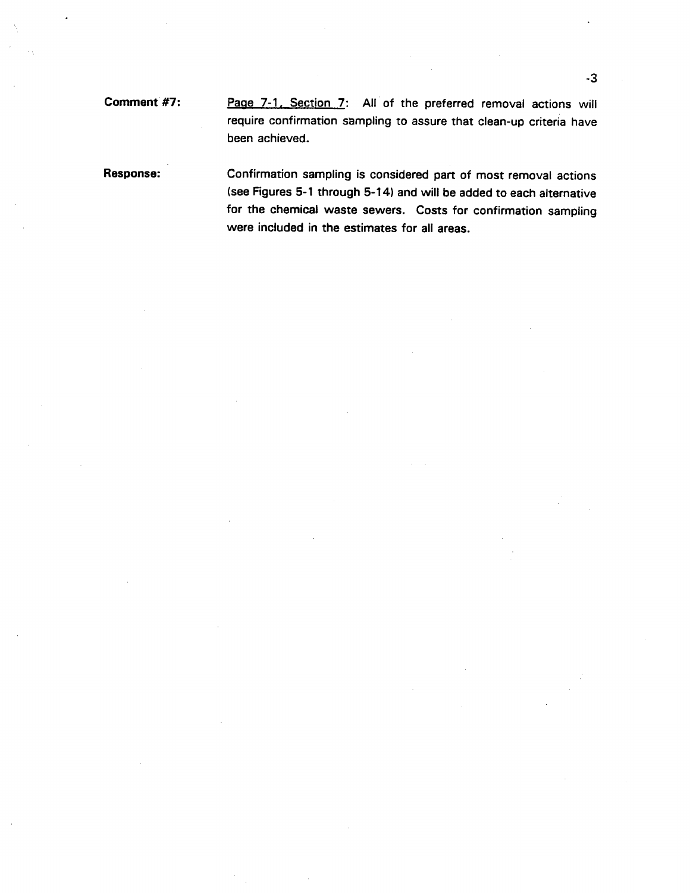**Comment #7:** Page 7-1, Section 7: All of the preferred removal actions will require confirmation sampling to assure that clean-up criteria have been achieved.

**Response:** Confirmation sampling is considered part of most removal actions (see Figures 5-1 through 5-14) and will be added to each alternative for the chemical waste sewers. Costs for confirmation sampling were included in the estimates for all areas.